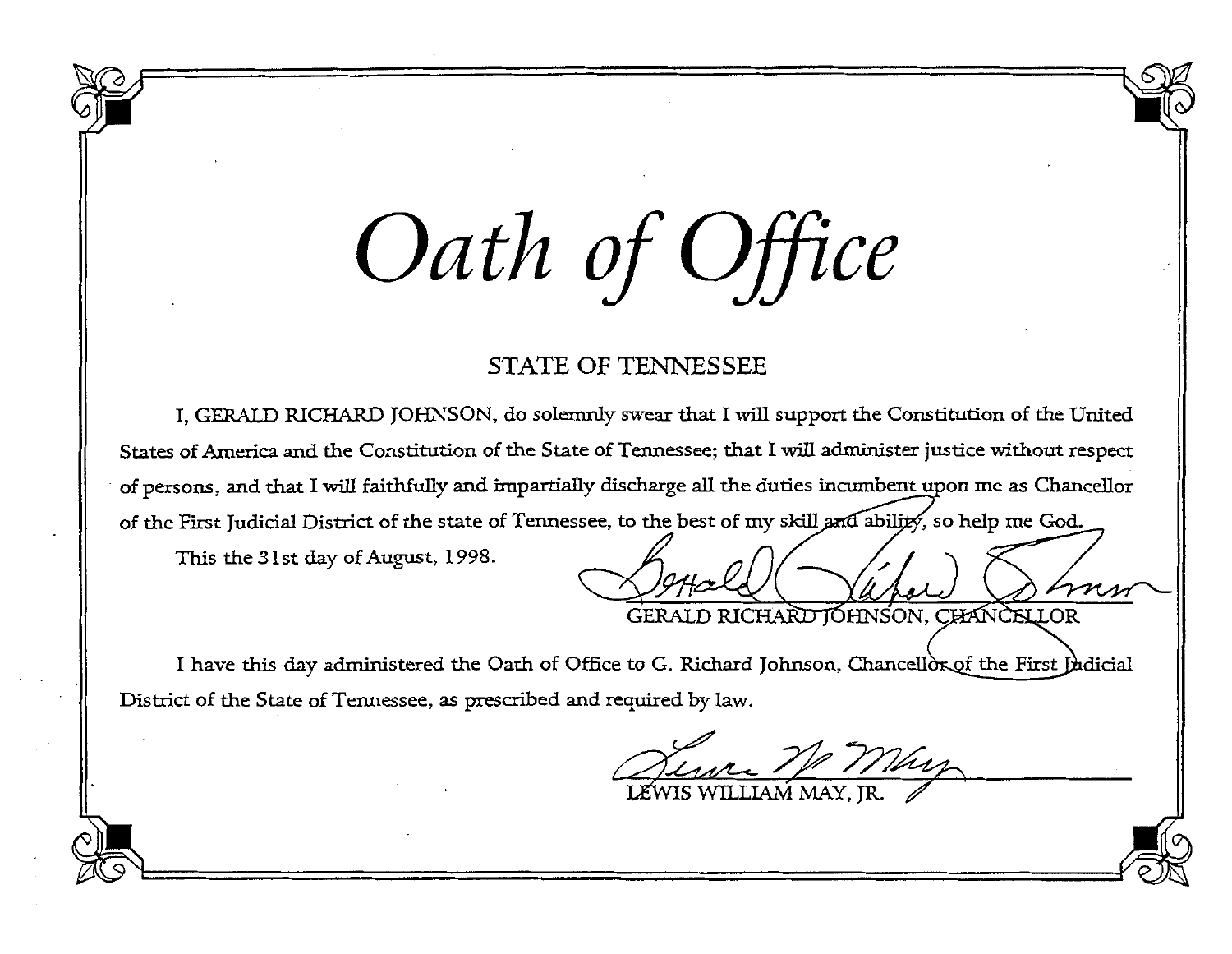# *Oath of Office*

STATE OF TENNESSEE

I, GERALD RICHARD JOHNSON, do solemnly swear that I will support the Constitution of the United States of America and the Constitution of the State of Tennessee; that I will administer justice without respect of persons, and that I will faithfully and impartially discharge all the duties incumbent upon me as Chancellor of the First Judicial District of the state of Tennessee, to the best of my skill and ability, so help me God.

This the 31st day of August, 1998.

GERALD RICHARD JOHNSON, CHANCELLOR

I have this day administered the Oath of Office to G. Richard Johnson, Chancellor of the First Judicial District of the State of Tennessee, as prescribed and required by law.

LEWIS WILLIAM MAY, JR.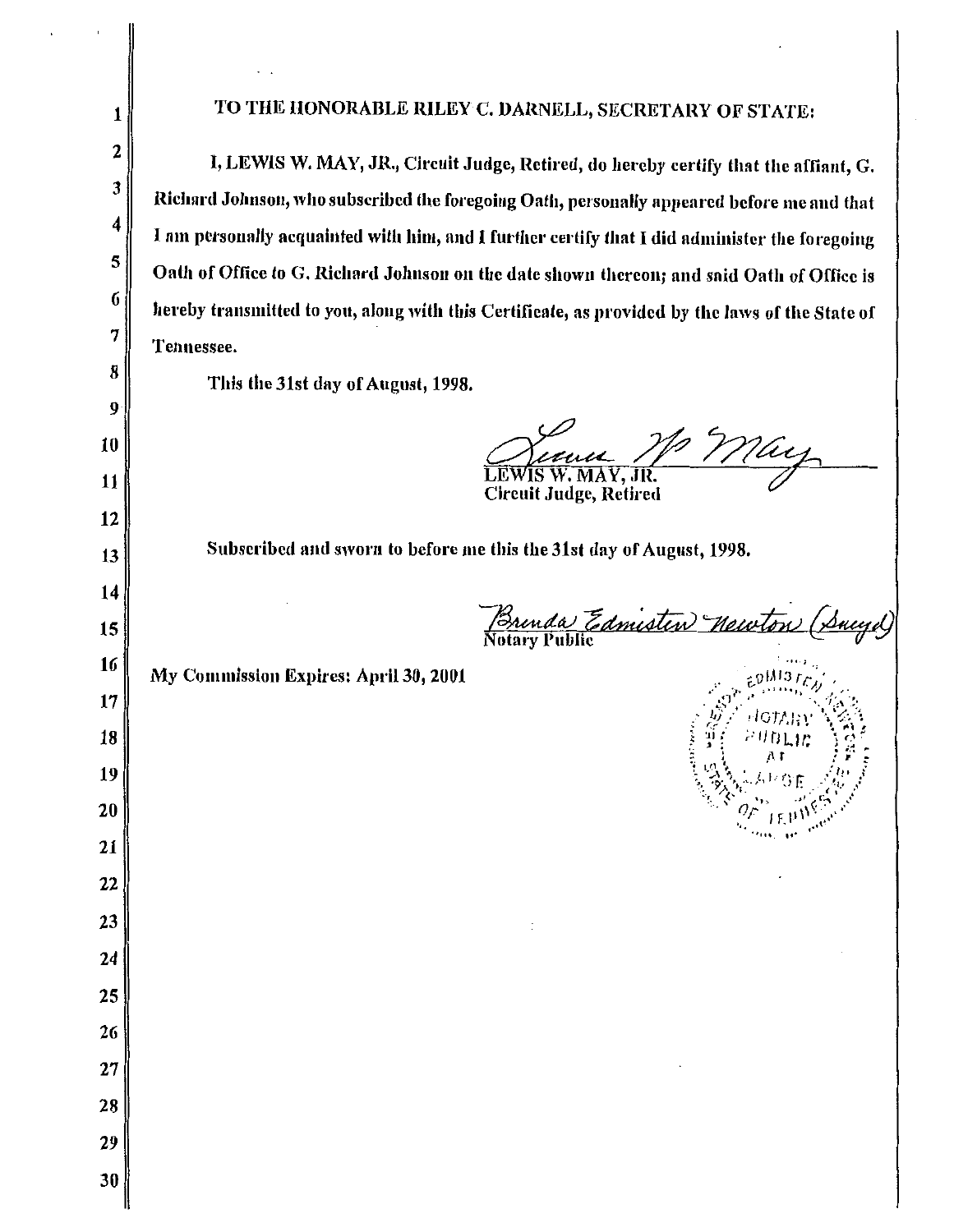TO THE HONORABLE RILEY C. DARNELL, SECRETARY OF STATE:

I, LEWIS W. MAY, JR., Circuit Judge, Retired, do hereby certify that the affiant, G. Richard Johnson, who subscribed the foregoing Oath, personally appeared before me and that I am personally acquainted with him, and I further certify that I did administer the foregoing Oath of Office to G. Richard Johnson on the date shown thereon; and said Oath of Office is hereby transmitted to you, along with this Certificate, as provided by the laws of the State of Tennessee.

This the 31st day of August, 1998.

LEWIS W. MAY, JR.
Circuit Judge, Retired

Subscribed and sworn to before me this the 31st day of August, 1998.

Brenda Edmisten Newton (Sneyd)
Notary Public

My Commission Expires: April 30, 2001